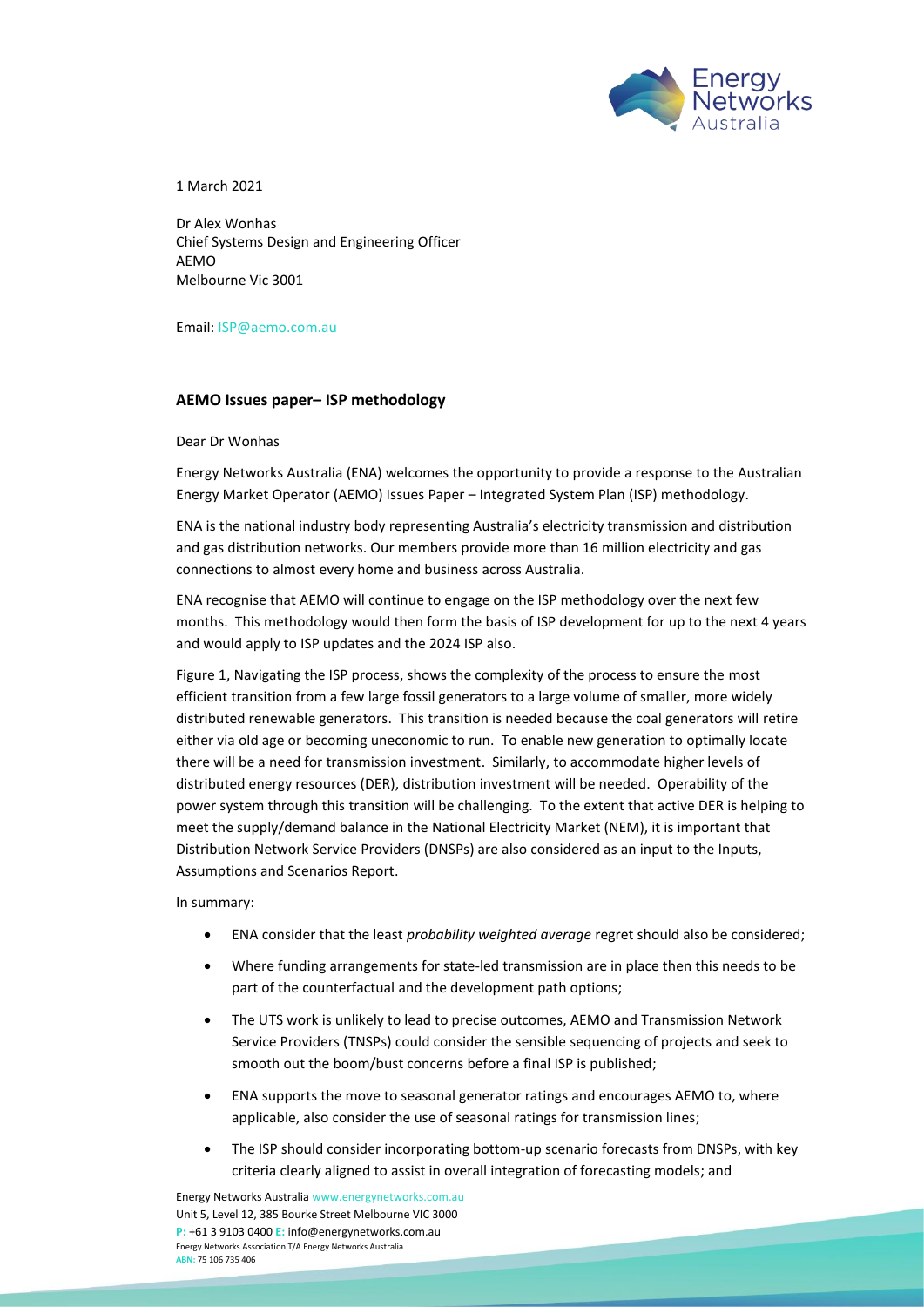1 March 2021

Dr Alex Wonhas
Chief Systems Design and Engineering Officer
AEMO
Melbourne Vic 3001

Email: ISP@aemo.com.au

**AEMO Issues paper– ISP methodology**

Dear Dr Wonhas

Energy Networks Australia (ENA) welcomes the opportunity to provide a response to the Australian Energy Market Operator (AEMO) Issues Paper – Integrated System Plan (ISP) methodology.

ENA is the national industry body representing Australia's electricity transmission and distribution and gas distribution networks. Our members provide more than 16 million electricity and gas connections to almost every home and business across Australia.

ENA recognise that AEMO will continue to engage on the ISP methodology over the next few months. This methodology would then form the basis of ISP development for up to the next 4 years and would apply to ISP updates and the 2024 ISP also.

Figure 1, Navigating the ISP process, shows the complexity of the process to ensure the most efficient transition from a few large fossil generators to a large volume of smaller, more widely distributed renewable generators. This transition is needed because the coal generators will retire either via old age or becoming uneconomic to run. To enable new generation to optimally locate there will be a need for transmission investment. Similarly, to accommodate higher levels of distributed energy resources (DER), distribution investment will be needed. Operability of the power system through this transition will be challenging. To the extent that active DER is helping to meet the supply/demand balance in the National Electricity Market (NEM), it is important that Distribution Network Service Providers (DNSPs) are also considered as an input to the Inputs, Assumptions and Scenarios Report.

In summary:

- ENA consider that the least *probability weighted average* regret should also be considered;
- Where funding arrangements for state-led transmission are in place then this needs to be part of the counterfactual and the development path options;
- The UTS work is unlikely to lead to precise outcomes, AEMO and Transmission Network Service Providers (TNSPs) could consider the sensible sequencing of projects and seek to smooth out the boom/bust concerns before a final ISP is published;
- ENA supports the move to seasonal generator ratings and encourages AEMO to, where applicable, also consider the use of seasonal ratings for transmission lines;
- The ISP should consider incorporating bottom-up scenario forecasts from DNSPs, with key criteria clearly aligned to assist in overall integration of forecasting models; and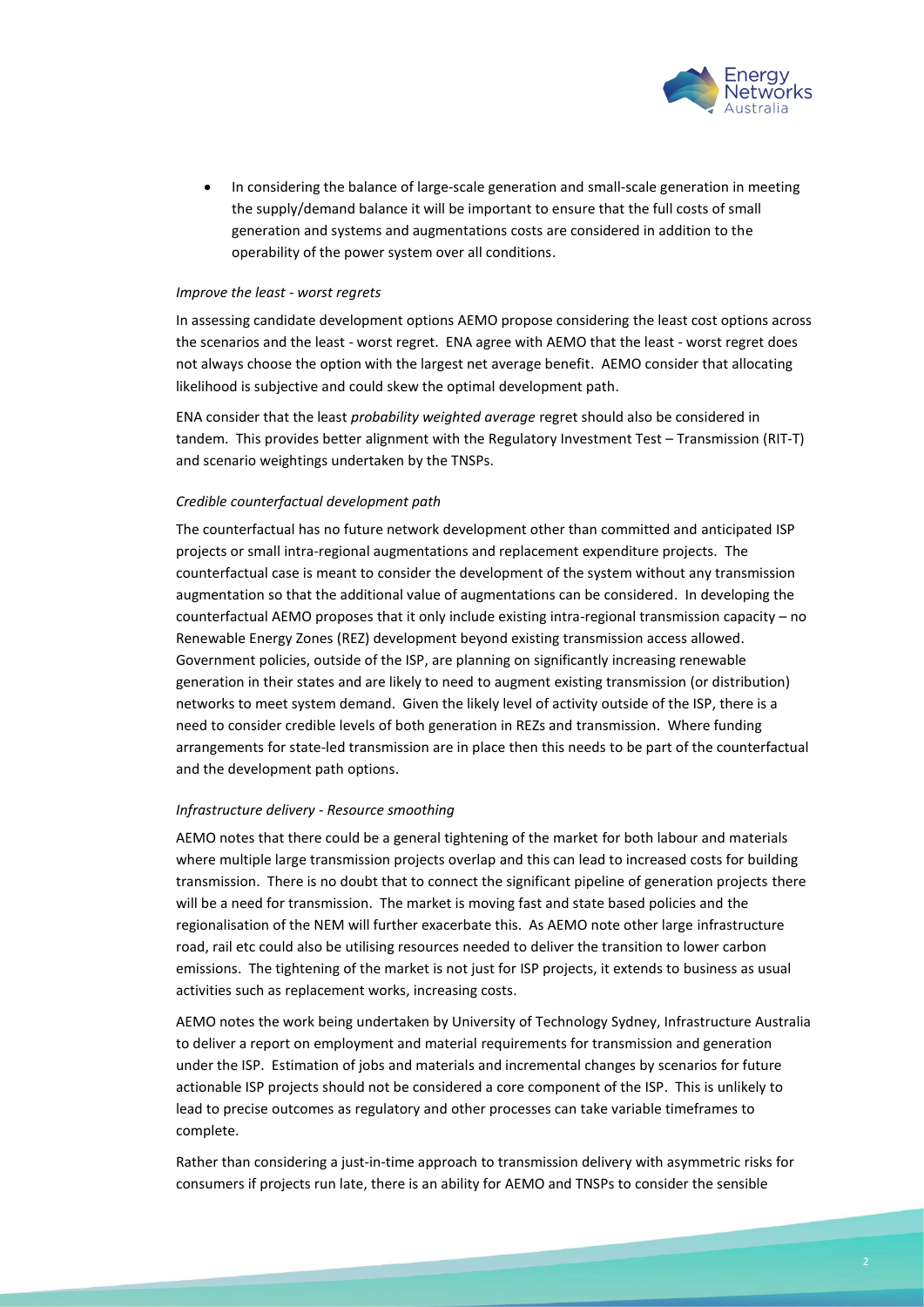- In considering the balance of large-scale generation and small-scale generation in meeting the supply/demand balance it will be important to ensure that the full costs of small generation and systems and augmentations costs are considered in addition to the operability of the power system over all conditions.

*Improve the least - worst regrets*

In assessing candidate development options AEMO propose considering the least cost options across the scenarios and the least - worst regret. ENA agree with AEMO that the least - worst regret does not always choose the option with the largest net average benefit. AEMO consider that allocating likelihood is subjective and could skew the optimal development path.

ENA consider that the least *probability weighted average* regret should also be considered in tandem. This provides better alignment with the Regulatory Investment Test – Transmission (RIT-T) and scenario weightings undertaken by the TNSPs.

*Credible counterfactual development path*

The counterfactual has no future network development other than committed and anticipated ISP projects or small intra-regional augmentations and replacement expenditure projects. The counterfactual case is meant to consider the development of the system without any transmission augmentation so that the additional value of augmentations can be considered. In developing the counterfactual AEMO proposes that it only include existing intra-regional transmission capacity – no Renewable Energy Zones (REZ) development beyond existing transmission access allowed. Government policies, outside of the ISP, are planning on significantly increasing renewable generation in their states and are likely to need to augment existing transmission (or distribution) networks to meet system demand. Given the likely level of activity outside of the ISP, there is a need to consider credible levels of both generation in REZs and transmission. Where funding arrangements for state-led transmission are in place then this needs to be part of the counterfactual and the development path options.

*Infrastructure delivery - Resource smoothing*

AEMO notes that there could be a general tightening of the market for both labour and materials where multiple large transmission projects overlap and this can lead to increased costs for building transmission. There is no doubt that to connect the significant pipeline of generation projects there will be a need for transmission. The market is moving fast and state based policies and the regionalisation of the NEM will further exacerbate this. As AEMO note other large infrastructure road, rail etc could also be utilising resources needed to deliver the transition to lower carbon emissions. The tightening of the market is not just for ISP projects, it extends to business as usual activities such as replacement works, increasing costs.

AEMO notes the work being undertaken by University of Technology Sydney, Infrastructure Australia to deliver a report on employment and material requirements for transmission and generation under the ISP. Estimation of jobs and materials and incremental changes by scenarios for future actionable ISP projects should not be considered a core component of the ISP. This is unlikely to lead to precise outcomes as regulatory and other processes can take variable timeframes to complete.

Rather than considering a just-in-time approach to transmission delivery with asymmetric risks for consumers if projects run late, there is an ability for AEMO and TNSPs to consider the sensible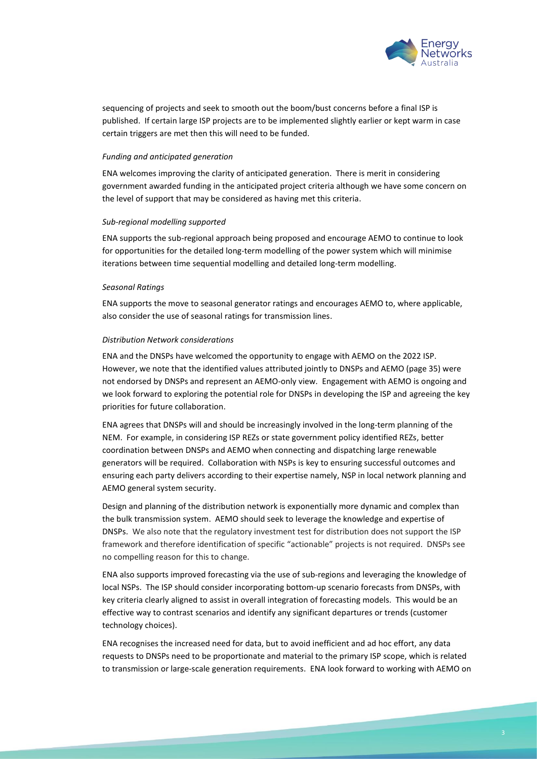sequencing of projects and seek to smooth out the boom/bust concerns before a final ISP is published. If certain large ISP projects are to be implemented slightly earlier or kept warm in case certain triggers are met then this will need to be funded.

*Funding and anticipated generation*

ENA welcomes improving the clarity of anticipated generation. There is merit in considering government awarded funding in the anticipated project criteria although we have some concern on the level of support that may be considered as having met this criteria.

*Sub-regional modelling supported*

ENA supports the sub-regional approach being proposed and encourage AEMO to continue to look for opportunities for the detailed long-term modelling of the power system which will minimise iterations between time sequential modelling and detailed long-term modelling.

*Seasonal Ratings*

ENA supports the move to seasonal generator ratings and encourages AEMO to, where applicable, also consider the use of seasonal ratings for transmission lines.

*Distribution Network considerations*

ENA and the DNSPs have welcomed the opportunity to engage with AEMO on the 2022 ISP. However, we note that the identified values attributed jointly to DNSPs and AEMO (page 35) were not endorsed by DNSPs and represent an AEMO-only view. Engagement with AEMO is ongoing and we look forward to exploring the potential role for DNSPs in developing the ISP and agreeing the key priorities for future collaboration.

ENA agrees that DNSPs will and should be increasingly involved in the long-term planning of the NEM. For example, in considering ISP REZs or state government policy identified REZs, better coordination between DNSPs and AEMO when connecting and dispatching large renewable generators will be required. Collaboration with NSPs is key to ensuring successful outcomes and ensuring each party delivers according to their expertise namely, NSP in local network planning and AEMO general system security.

Design and planning of the distribution network is exponentially more dynamic and complex than the bulk transmission system. AEMO should seek to leverage the knowledge and expertise of DNSPs. We also note that the regulatory investment test for distribution does not support the ISP framework and therefore identification of specific "actionable" projects is not required. DNSPs see no compelling reason for this to change.

ENA also supports improved forecasting via the use of sub-regions and leveraging the knowledge of local NSPs. The ISP should consider incorporating bottom-up scenario forecasts from DNSPs, with key criteria clearly aligned to assist in overall integration of forecasting models. This would be an effective way to contrast scenarios and identify any significant departures or trends (customer technology choices).

ENA recognises the increased need for data, but to avoid inefficient and ad hoc effort, any data requests to DNSPs need to be proportionate and material to the primary ISP scope, which is related to transmission or large-scale generation requirements. ENA look forward to working with AEMO on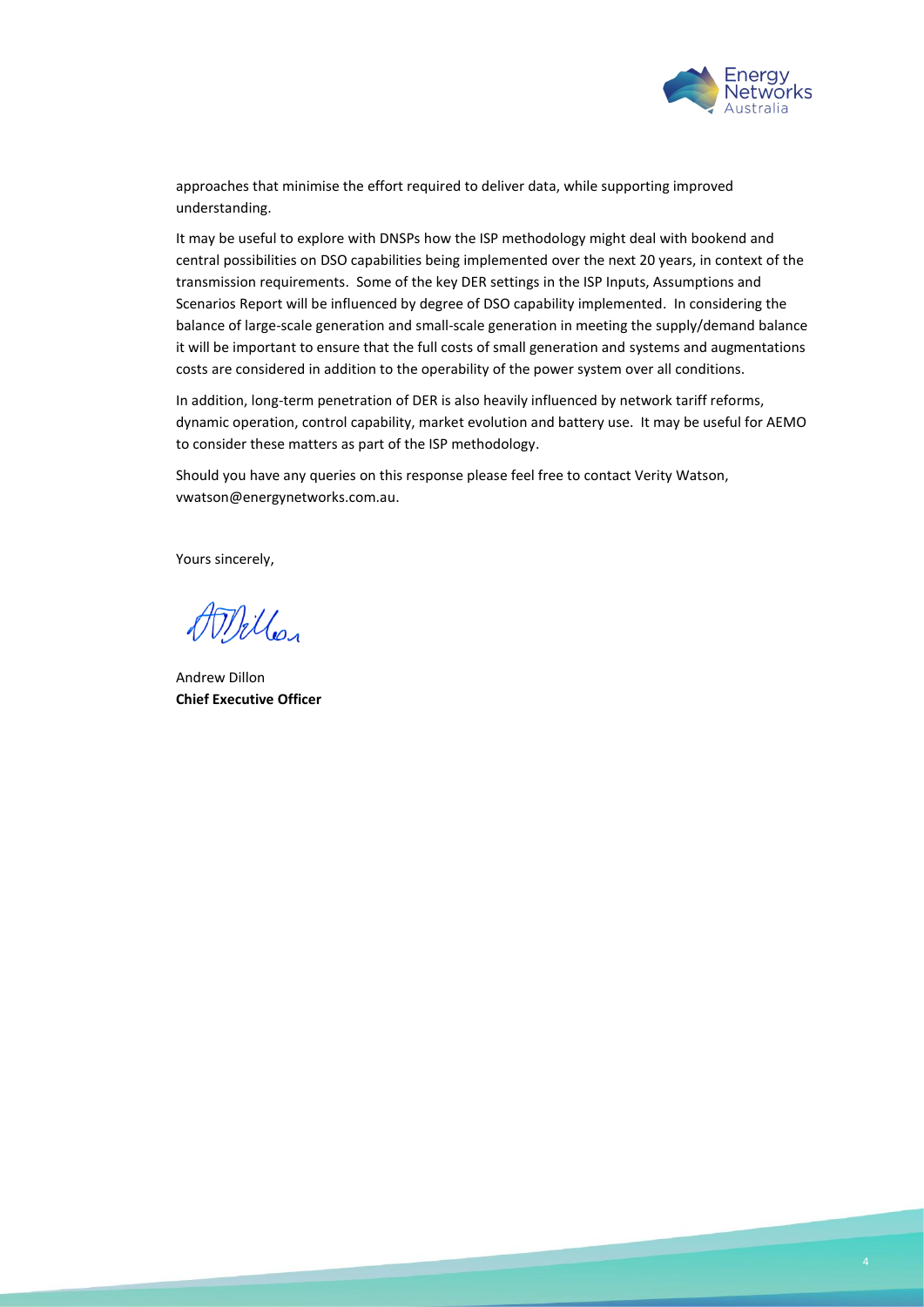approaches that minimise the effort required to deliver data, while supporting improved understanding.

It may be useful to explore with DNSPs how the ISP methodology might deal with bookend and central possibilities on DSO capabilities being implemented over the next 20 years, in context of the transmission requirements. Some of the key DER settings in the ISP Inputs, Assumptions and Scenarios Report will be influenced by degree of DSO capability implemented. In considering the balance of large-scale generation and small-scale generation in meeting the supply/demand balance it will be important to ensure that the full costs of small generation and systems and augmentations costs are considered in addition to the operability of the power system over all conditions.

In addition, long-term penetration of DER is also heavily influenced by network tariff reforms, dynamic operation, control capability, market evolution and battery use. It may be useful for AEMO to consider these matters as part of the ISP methodology.

Should you have any queries on this response please feel free to contact Verity Watson, vwatson@energynetworks.com.au.

Yours sincerely,

Andrew Dillon
**Chief Executive Officer**